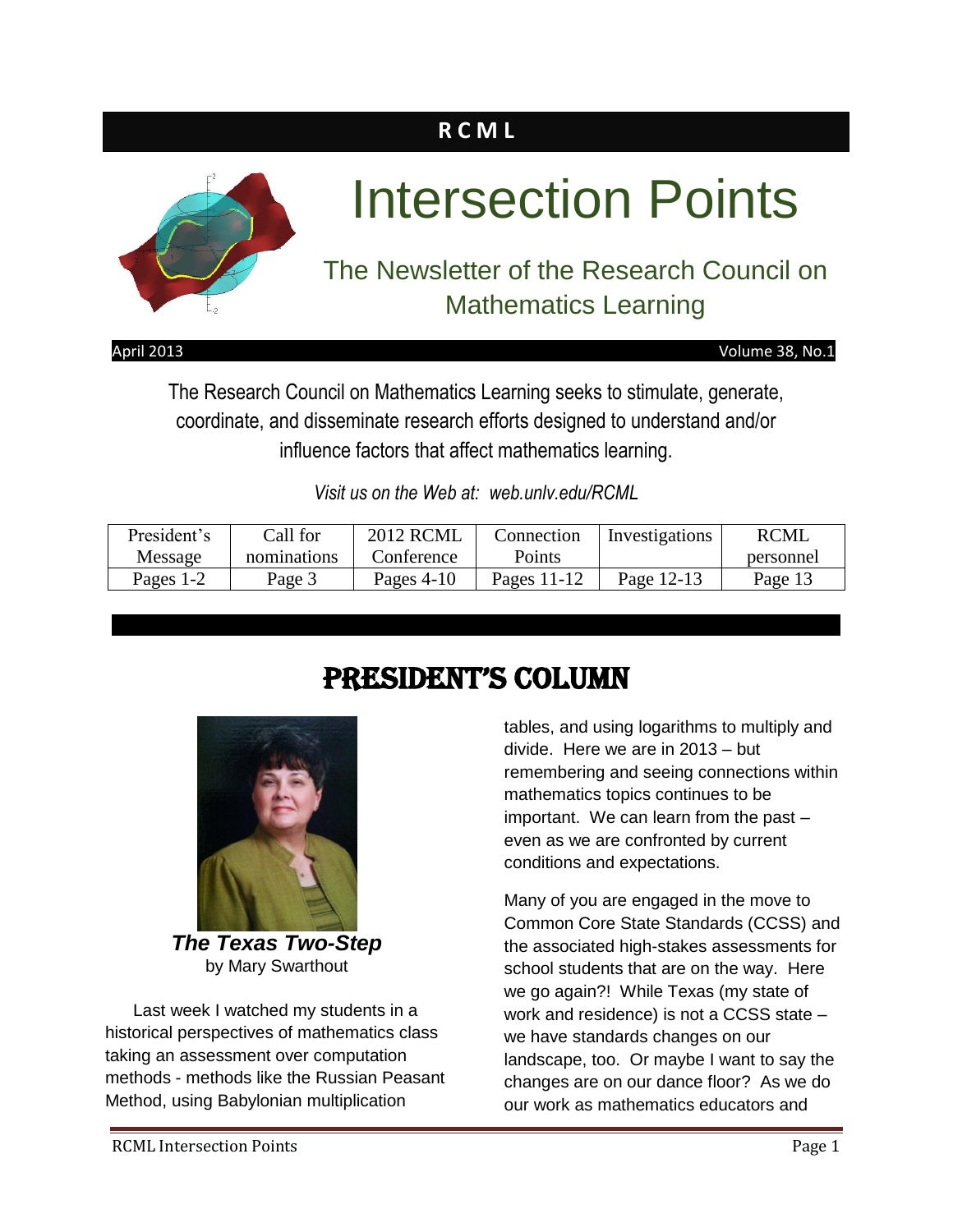**R C M L**

# Intersection Points

## The Newsletter of the Research Council on Mathematics Learning

April 2013 Volume 38, No.1

The Research Council on Mathematics Learning seeks to stimulate, generate, coordinate, and disseminate research efforts designed to understand and/or influence factors that affect mathematics learning.

*Visit us on the Web at: web.unlv.edu/RCML*

| President's Message | Call for nominations | 2012 RCML Conference | Connection Points | Investigations | RCML personnel |
|---|---|---|---|---|---|
| Pages 1-2 | Page 3 | Pages 4-10 | Pages 11-12 | Page 12-13 | Page 13 |

# PRESIDENT'S COLUMN

***The Texas Two-Step***
by Mary Swarthout

Last week I watched my students in a historical perspectives of mathematics class taking an assessment over computation methods - methods like the Russian Peasant Method, using Babylonian multiplication tables, and using logarithms to multiply and divide. Here we are in 2013 – but remembering and seeing connections within mathematics topics continues to be important. We can learn from the past – even as we are confronted by current conditions and expectations.

Many of you are engaged in the move to Common Core State Standards (CCSS) and the associated high-stakes assessments for school students that are on the way. Here we go again?! While Texas (my state of work and residence) is not a CCSS state – we have standards changes on our landscape, too. Or maybe I want to say the changes are on our dance floor? As we do our work as mathematics educators and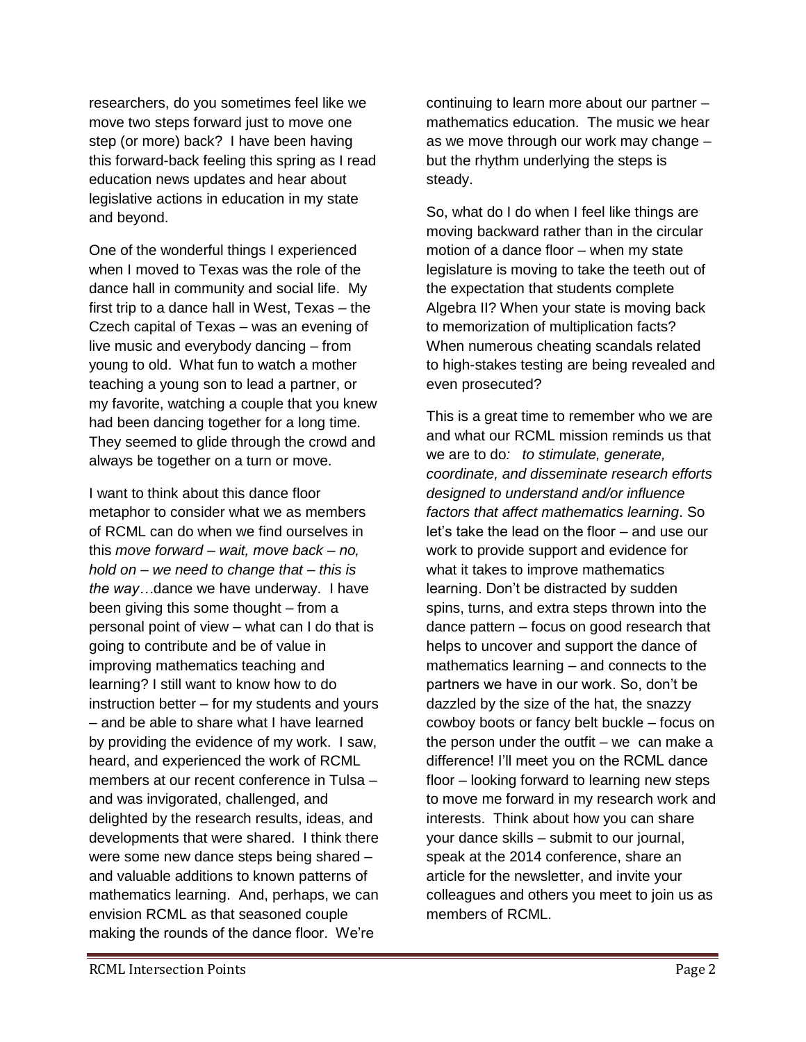researchers, do you sometimes feel like we move two steps forward just to move one step (or more) back? I have been having this forward-back feeling this spring as I read education news updates and hear about legislative actions in education in my state and beyond.

One of the wonderful things I experienced when I moved to Texas was the role of the dance hall in community and social life. My first trip to a dance hall in West, Texas – the Czech capital of Texas – was an evening of live music and everybody dancing – from young to old. What fun to watch a mother teaching a young son to lead a partner, or my favorite, watching a couple that you knew had been dancing together for a long time. They seemed to glide through the crowd and always be together on a turn or move.

I want to think about this dance floor metaphor to consider what we as members of RCML can do when we find ourselves in this *move forward – wait, move back – no, hold on – we need to change that – this is the way…*dance we have underway. I have been giving this some thought – from a personal point of view – what can I do that is going to contribute and be of value in improving mathematics teaching and learning? I still want to know how to do instruction better – for my students and yours – and be able to share what I have learned by providing the evidence of my work. I saw, heard, and experienced the work of RCML members at our recent conference in Tulsa – and was invigorated, challenged, and delighted by the research results, ideas, and developments that were shared. I think there were some new dance steps being shared – and valuable additions to known patterns of mathematics learning. And, perhaps, we can envision RCML as that seasoned couple making the rounds of the dance floor. We're continuing to learn more about our partner – mathematics education. The music we hear as we move through our work may change – but the rhythm underlying the steps is steady.

So, what do I do when I feel like things are moving backward rather than in the circular motion of a dance floor – when my state legislature is moving to take the teeth out of the expectation that students complete Algebra II? When your state is moving back to memorization of multiplication facts? When numerous cheating scandals related to high-stakes testing are being revealed and even prosecuted?

This is a great time to remember who we are and what our RCML mission reminds us that we are to do*: to stimulate, generate, coordinate, and disseminate research efforts designed to understand and/or influence factors that affect mathematics learning*. So let's take the lead on the floor – and use our work to provide support and evidence for what it takes to improve mathematics learning. Don't be distracted by sudden spins, turns, and extra steps thrown into the dance pattern – focus on good research that helps to uncover and support the dance of mathematics learning – and connects to the partners we have in our work. So, don't be dazzled by the size of the hat, the snazzy cowboy boots or fancy belt buckle – focus on the person under the outfit – we can make a difference! I'll meet you on the RCML dance floor – looking forward to learning new steps to move me forward in my research work and interests. Think about how you can share your dance skills – submit to our journal, speak at the 2014 conference, share an article for the newsletter, and invite your colleagues and others you meet to join us as members of RCML.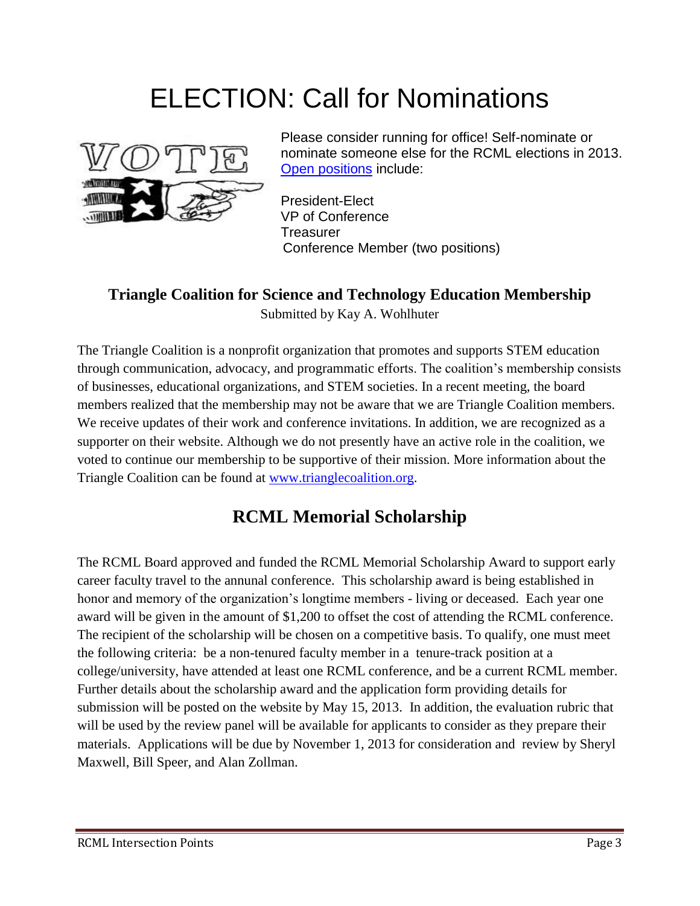# ELECTION: Call for Nominations

Please consider running for office! Self-nominate or nominate someone else for the RCML elections in 2013. Open positions include:

President-Elect
VP of Conference
Treasurer
Conference Member (two positions)

## Triangle Coalition for Science and Technology Education Membership

Submitted by Kay A. Wohlhuter

The Triangle Coalition is a nonprofit organization that promotes and supports STEM education through communication, advocacy, and programmatic efforts. The coalition's membership consists of businesses, educational organizations, and STEM societies. In a recent meeting, the board members realized that the membership may not be aware that we are Triangle Coalition members. We receive updates of their work and conference invitations. In addition, we are recognized as a supporter on their website. Although we do not presently have an active role in the coalition, we voted to continue our membership to be supportive of their mission. More information about the Triangle Coalition can be found at www.trianglecoalition.org.

## RCML Memorial Scholarship

The RCML Board approved and funded the RCML Memorial Scholarship Award to support early career faculty travel to the annual conference. This scholarship award is being established in honor and memory of the organization's longtime members - living or deceased. Each year one award will be given in the amount of $1,200 to offset the cost of attending the RCML conference. The recipient of the scholarship will be chosen on a competitive basis. To qualify, one must meet the following criteria: be a non-tenured faculty member in a tenure-track position at a college/university, have attended at least one RCML conference, and be a current RCML member. Further details about the scholarship award and the application form providing details for submission will be posted on the website by May 15, 2013. In addition, the evaluation rubric that will be used by the review panel will be available for applicants to consider as they prepare their materials. Applications will be due by November 1, 2013 for consideration and review by Sheryl Maxwell, Bill Speer, and Alan Zollman.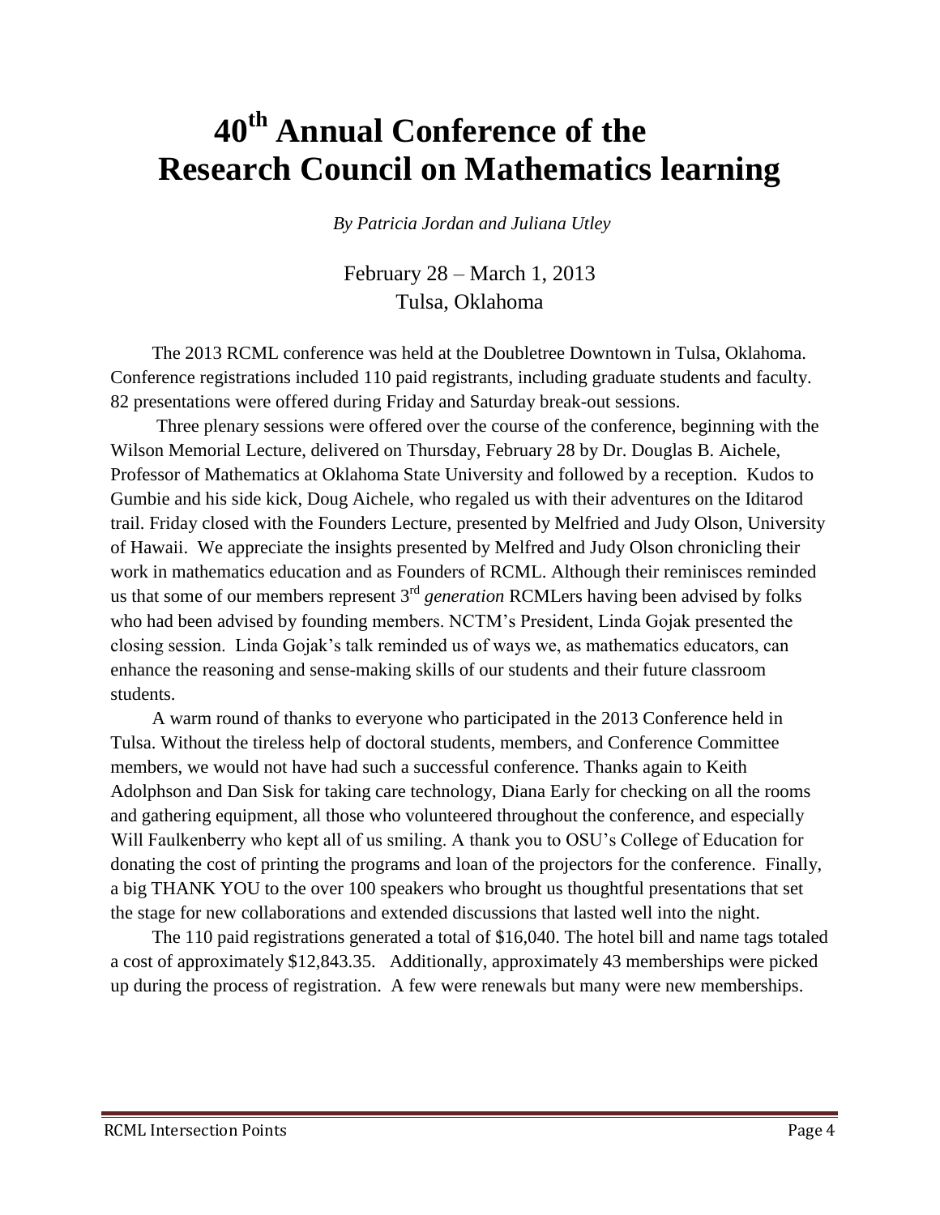# 40th Annual Conference of the Research Council on Mathematics learning

*By Patricia Jordan and Juliana Utley*

February 28 – March 1, 2013
Tulsa, Oklahoma

The 2013 RCML conference was held at the Doubletree Downtown in Tulsa, Oklahoma. Conference registrations included 110 paid registrants, including graduate students and faculty. 82 presentations were offered during Friday and Saturday break-out sessions.

Three plenary sessions were offered over the course of the conference, beginning with the Wilson Memorial Lecture, delivered on Thursday, February 28 by Dr. Douglas B. Aichele, Professor of Mathematics at Oklahoma State University and followed by a reception. Kudos to Gumbie and his side kick, Doug Aichele, who regaled us with their adventures on the Iditarod trail. Friday closed with the Founders Lecture, presented by Melfried and Judy Olson, University of Hawaii. We appreciate the insights presented by Melfred and Judy Olson chronicling their work in mathematics education and as Founders of RCML. Although their reminisces reminded us that some of our members represent 3rd *generation* RCMLers having been advised by folks who had been advised by founding members. NCTM's President, Linda Gojak presented the closing session. Linda Gojak's talk reminded us of ways we, as mathematics educators, can enhance the reasoning and sense-making skills of our students and their future classroom students.

A warm round of thanks to everyone who participated in the 2013 Conference held in Tulsa. Without the tireless help of doctoral students, members, and Conference Committee members, we would not have had such a successful conference. Thanks again to Keith Adolphson and Dan Sisk for taking care technology, Diana Early for checking on all the rooms and gathering equipment, all those who volunteered throughout the conference, and especially Will Faulkenberry who kept all of us smiling. A thank you to OSU's College of Education for donating the cost of printing the programs and loan of the projectors for the conference. Finally, a big THANK YOU to the over 100 speakers who brought us thoughtful presentations that set the stage for new collaborations and extended discussions that lasted well into the night.

The 110 paid registrations generated a total of $16,040. The hotel bill and name tags totaled a cost of approximately $12,843.35. Additionally, approximately 43 memberships were picked up during the process of registration. A few were renewals but many were new memberships.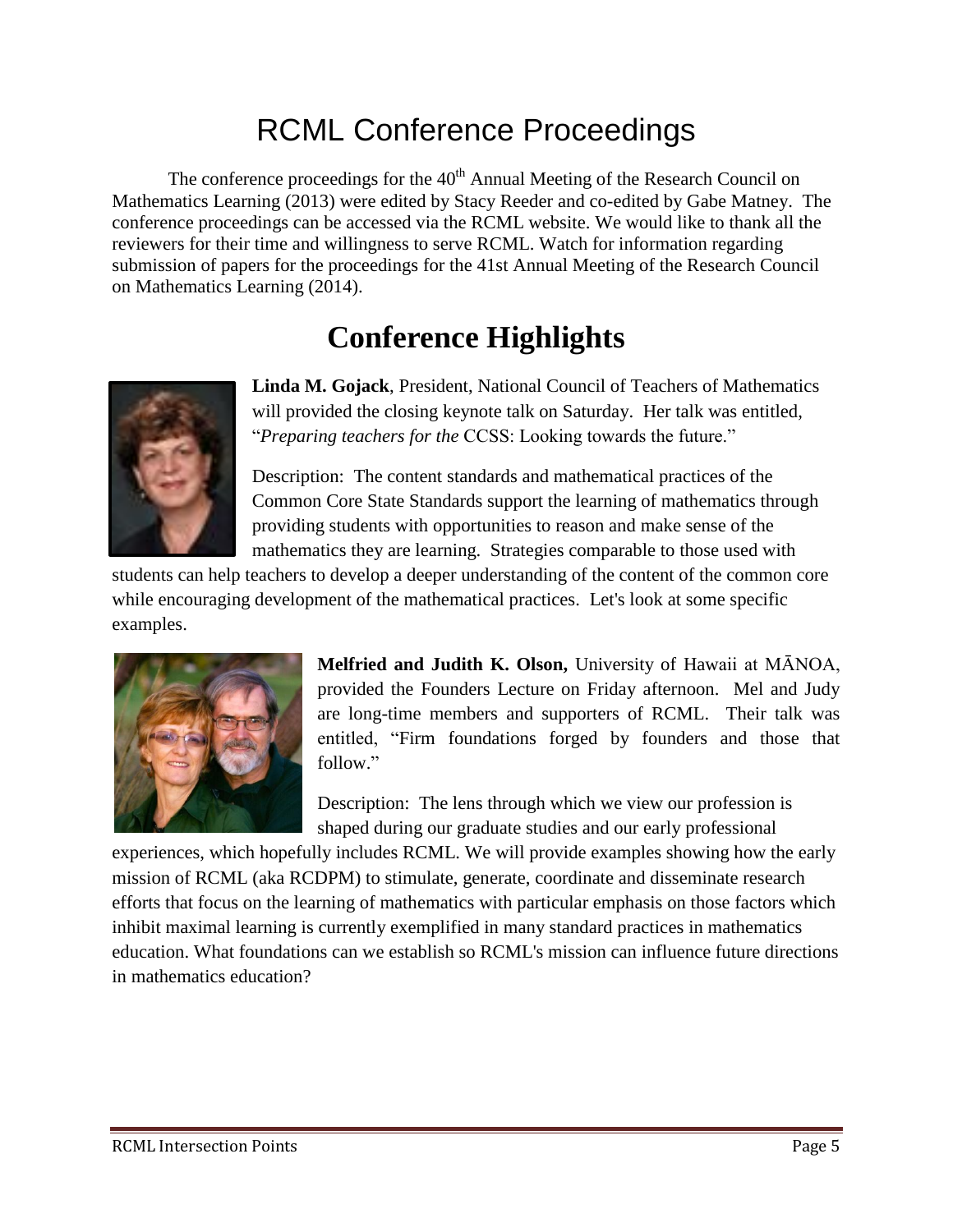# RCML Conference Proceedings

The conference proceedings for the 40th Annual Meeting of the Research Council on Mathematics Learning (2013) were edited by Stacy Reeder and co-edited by Gabe Matney. The conference proceedings can be accessed via the RCML website. We would like to thank all the reviewers for their time and willingness to serve RCML. Watch for information regarding submission of papers for the proceedings for the 41st Annual Meeting of the Research Council on Mathematics Learning (2014).

# Conference Highlights

**Linda M. Gojack**, President, National Council of Teachers of Mathematics will provided the closing keynote talk on Saturday. Her talk was entitled, "*Preparing teachers for the* CCSS: Looking towards the future."

Description: The content standards and mathematical practices of the Common Core State Standards support the learning of mathematics through providing students with opportunities to reason and make sense of the mathematics they are learning. Strategies comparable to those used with students can help teachers to develop a deeper understanding of the content of the common core while encouraging development of the mathematical practices. Let's look at some specific examples.

**Melfried and Judith K. Olson,** University of Hawaii at MĀNOA, provided the Founders Lecture on Friday afternoon. Mel and Judy are long-time members and supporters of RCML. Their talk was entitled, "Firm foundations forged by founders and those that follow."

Description: The lens through which we view our profession is shaped during our graduate studies and our early professional experiences, which hopefully includes RCML. We will provide examples showing how the early mission of RCML (aka RCDPM) to stimulate, generate, coordinate and disseminate research efforts that focus on the learning of mathematics with particular emphasis on those factors which inhibit maximal learning is currently exemplified in many standard practices in mathematics education. What foundations can we establish so RCML's mission can influence future directions in mathematics education?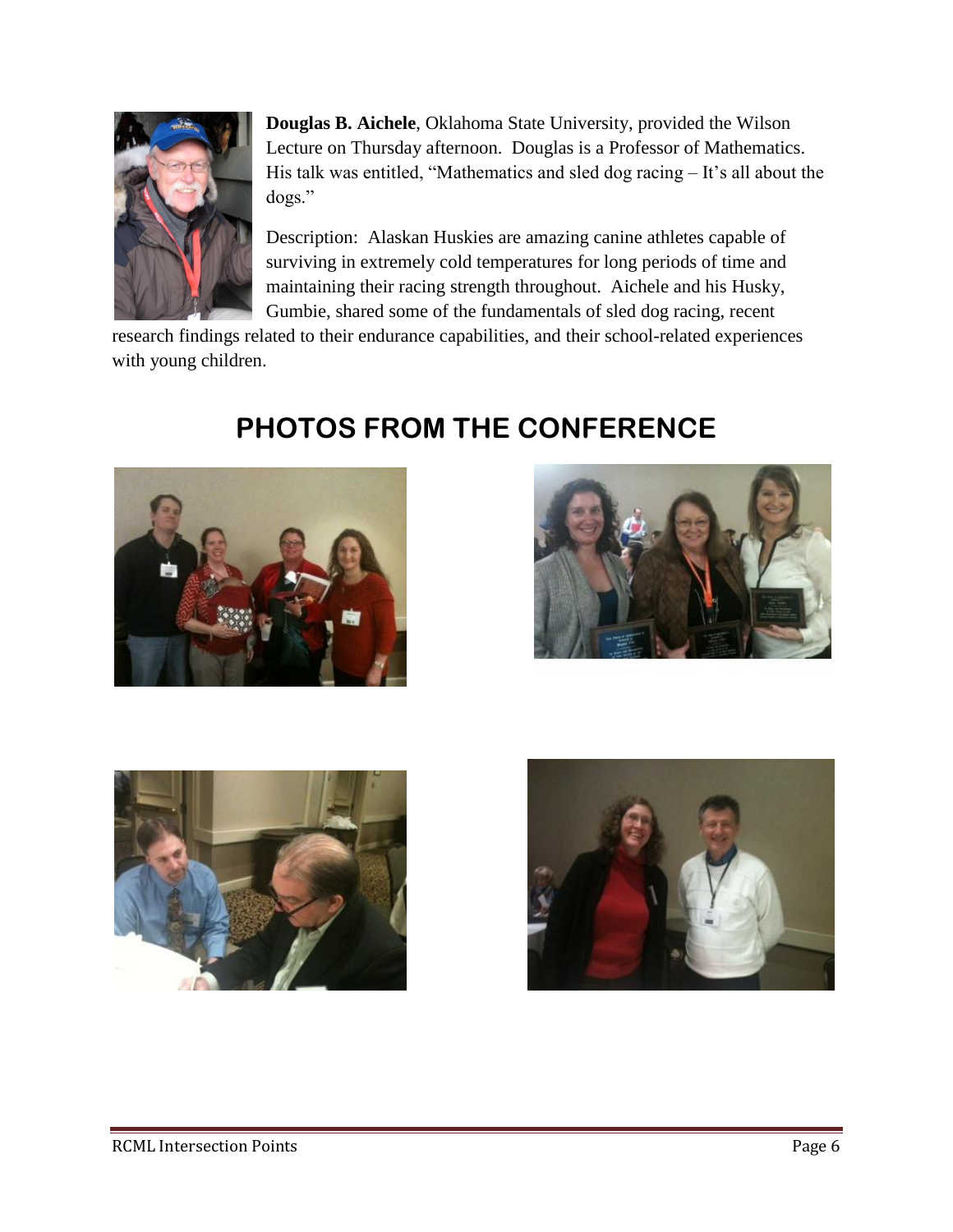**Douglas B. Aichele**, Oklahoma State University, provided the Wilson Lecture on Thursday afternoon. Douglas is a Professor of Mathematics. His talk was entitled, "Mathematics and sled dog racing – It's all about the dogs."

Description: Alaskan Huskies are amazing canine athletes capable of surviving in extremely cold temperatures for long periods of time and maintaining their racing strength throughout. Aichele and his Husky, Gumbie, shared some of the fundamentals of sled dog racing, recent research findings related to their endurance capabilities, and their school-related experiences with young children.

# PHOTOS FROM THE CONFERENCE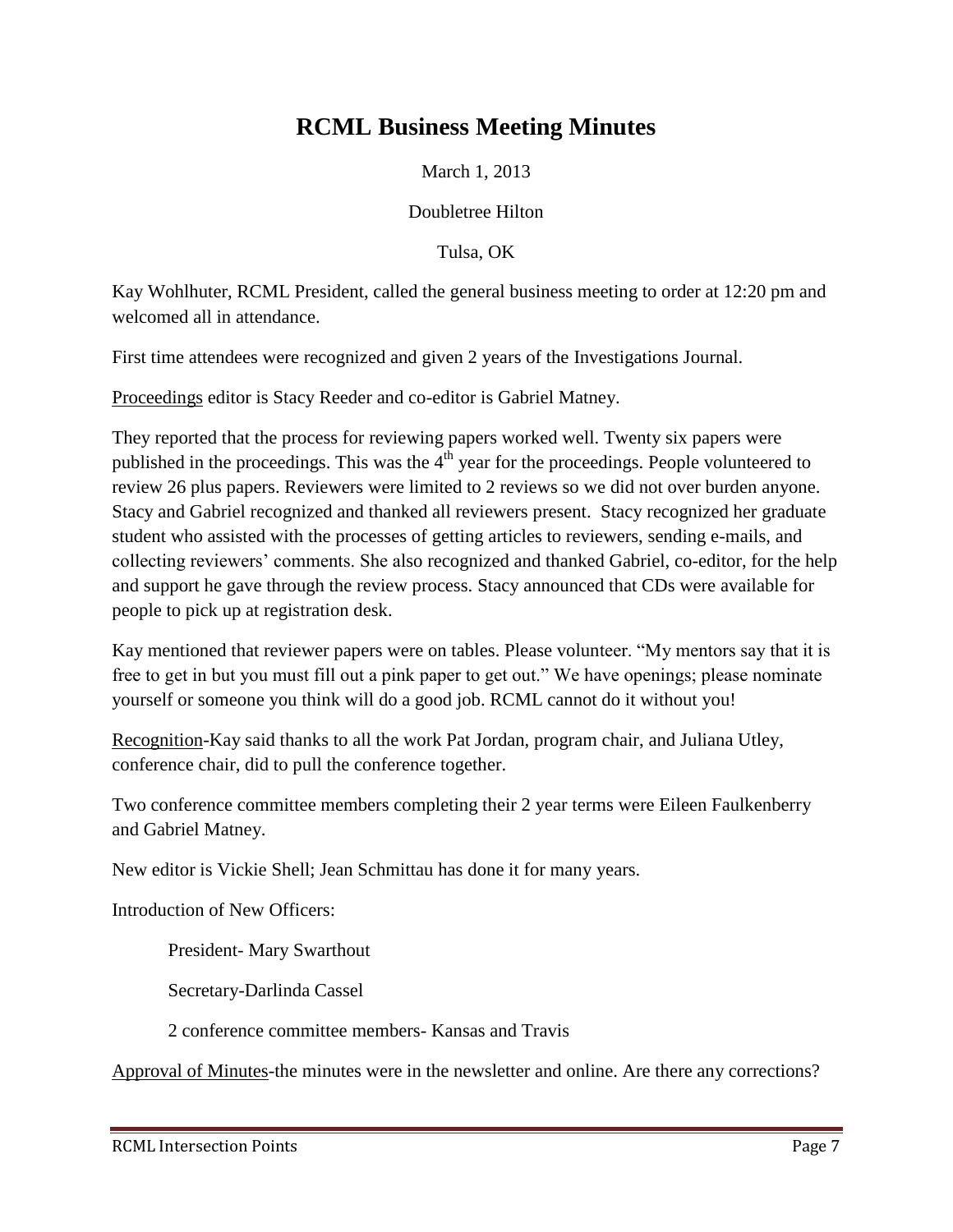# RCML Business Meeting Minutes

March 1, 2013

Doubletree Hilton

Tulsa, OK

Kay Wohlhuter, RCML President, called the general business meeting to order at 12:20 pm and welcomed all in attendance.

First time attendees were recognized and given 2 years of the Investigations Journal.

<u>Proceedings</u> editor is Stacy Reeder and co-editor is Gabriel Matney.

They reported that the process for reviewing papers worked well. Twenty six papers were published in the proceedings. This was the 4th year for the proceedings. People volunteered to review 26 plus papers. Reviewers were limited to 2 reviews so we did not over burden anyone. Stacy and Gabriel recognized and thanked all reviewers present. Stacy recognized her graduate student who assisted with the processes of getting articles to reviewers, sending e-mails, and collecting reviewers' comments. She also recognized and thanked Gabriel, co-editor, for the help and support he gave through the review process. Stacy announced that CDs were available for people to pick up at registration desk.

Kay mentioned that reviewer papers were on tables. Please volunteer. "My mentors say that it is free to get in but you must fill out a pink paper to get out." We have openings; please nominate yourself or someone you think will do a good job. RCML cannot do it without you!

<u>Recognition</u>-Kay said thanks to all the work Pat Jordan, program chair, and Juliana Utley, conference chair, did to pull the conference together.

Two conference committee members completing their 2 year terms were Eileen Faulkenberry and Gabriel Matney.

New editor is Vickie Shell; Jean Schmittau has done it for many years.

Introduction of New Officers:

> President- Mary Swarthout
>
> Secretary-Darlinda Cassel
>
> 2 conference committee members- Kansas and Travis

<u>Approval of Minutes</u>-the minutes were in the newsletter and online. Are there any corrections?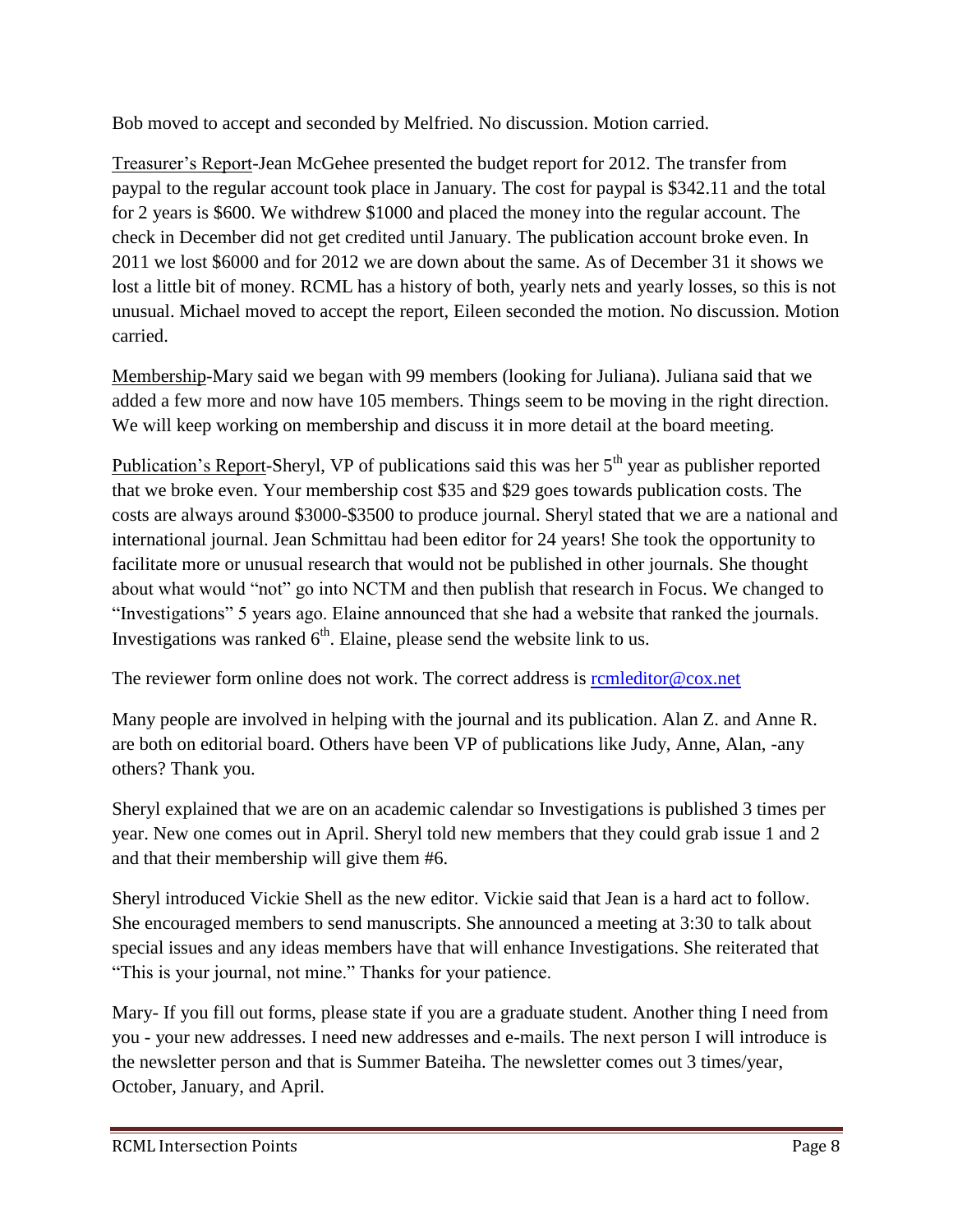Bob moved to accept and seconded by Melfried. No discussion. Motion carried.

Treasurer's Report-Jean McGehee presented the budget report for 2012. The transfer from paypal to the regular account took place in January. The cost for paypal is $342.11 and the total for 2 years is $600. We withdrew $1000 and placed the money into the regular account. The check in December did not get credited until January. The publication account broke even. In 2011 we lost $6000 and for 2012 we are down about the same. As of December 31 it shows we lost a little bit of money. RCML has a history of both, yearly nets and yearly losses, so this is not unusual. Michael moved to accept the report, Eileen seconded the motion. No discussion. Motion carried.

Membership-Mary said we began with 99 members (looking for Juliana). Juliana said that we added a few more and now have 105 members. Things seem to be moving in the right direction. We will keep working on membership and discuss it in more detail at the board meeting.

Publication's Report-Sheryl, VP of publications said this was her 5th year as publisher reported that we broke even. Your membership cost $35 and $29 goes towards publication costs. The costs are always around $3000-$3500 to produce journal. Sheryl stated that we are a national and international journal. Jean Schmittau had been editor for 24 years! She took the opportunity to facilitate more or unusual research that would not be published in other journals. She thought about what would "not" go into NCTM and then publish that research in Focus. We changed to "Investigations" 5 years ago. Elaine announced that she had a website that ranked the journals. Investigations was ranked 6th. Elaine, please send the website link to us.

The reviewer form online does not work. The correct address is rcmleditor@cox.net

Many people are involved in helping with the journal and its publication. Alan Z. and Anne R. are both on editorial board. Others have been VP of publications like Judy, Anne, Alan, -any others? Thank you.

Sheryl explained that we are on an academic calendar so Investigations is published 3 times per year. New one comes out in April. Sheryl told new members that they could grab issue 1 and 2 and that their membership will give them #6.

Sheryl introduced Vickie Shell as the new editor. Vickie said that Jean is a hard act to follow. She encouraged members to send manuscripts. She announced a meeting at 3:30 to talk about special issues and any ideas members have that will enhance Investigations. She reiterated that "This is your journal, not mine." Thanks for your patience.

Mary- If you fill out forms, please state if you are a graduate student. Another thing I need from you - your new addresses. I need new addresses and e-mails. The next person I will introduce is the newsletter person and that is Summer Bateiha. The newsletter comes out 3 times/year, October, January, and April.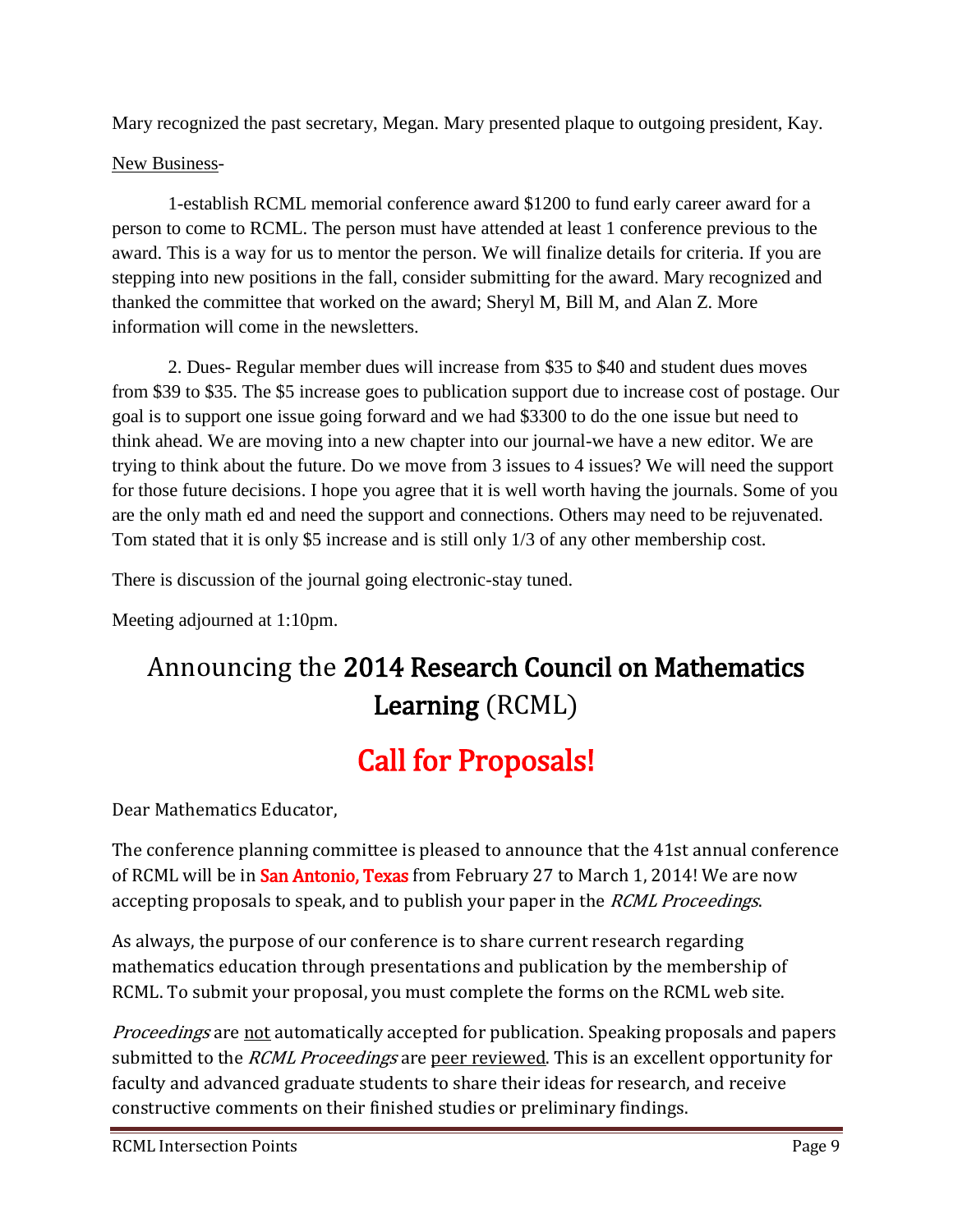Mary recognized the past secretary, Megan. Mary presented plaque to outgoing president, Kay.

New Business-

1-establish RCML memorial conference award $1200 to fund early career award for a person to come to RCML. The person must have attended at least 1 conference previous to the award. This is a way for us to mentor the person. We will finalize details for criteria. If you are stepping into new positions in the fall, consider submitting for the award. Mary recognized and thanked the committee that worked on the award; Sheryl M, Bill M, and Alan Z. More information will come in the newsletters.

2. Dues- Regular member dues will increase from $35 to $40 and student dues moves from $39 to $35. The $5 increase goes to publication support due to increase cost of postage. Our goal is to support one issue going forward and we had $3300 to do the one issue but need to think ahead. We are moving into a new chapter into our journal-we have a new editor. We are trying to think about the future. Do we move from 3 issues to 4 issues? We will need the support for those future decisions. I hope you agree that it is well worth having the journals. Some of you are the only math ed and need the support and connections. Others may need to be rejuvenated. Tom stated that it is only $5 increase and is still only 1/3 of any other membership cost.

There is discussion of the journal going electronic-stay tuned.

Meeting adjourned at 1:10pm.

# Announcing the **2014 Research Council on Mathematics Learning** (RCML)

# **Call for Proposals!**

Dear Mathematics Educator,

The conference planning committee is pleased to announce that the 41st annual conference of RCML will be in **San Antonio, Texas** from February 27 to March 1, 2014! We are now accepting proposals to speak, and to publish your paper in the *RCML Proceedings*.

As always, the purpose of our conference is to share current research regarding mathematics education through presentations and publication by the membership of RCML. To submit your proposal, you must complete the forms on the RCML web site.

*Proceedings* are not automatically accepted for publication. Speaking proposals and papers submitted to the *RCML Proceedings* are peer reviewed. This is an excellent opportunity for faculty and advanced graduate students to share their ideas for research, and receive constructive comments on their finished studies or preliminary findings.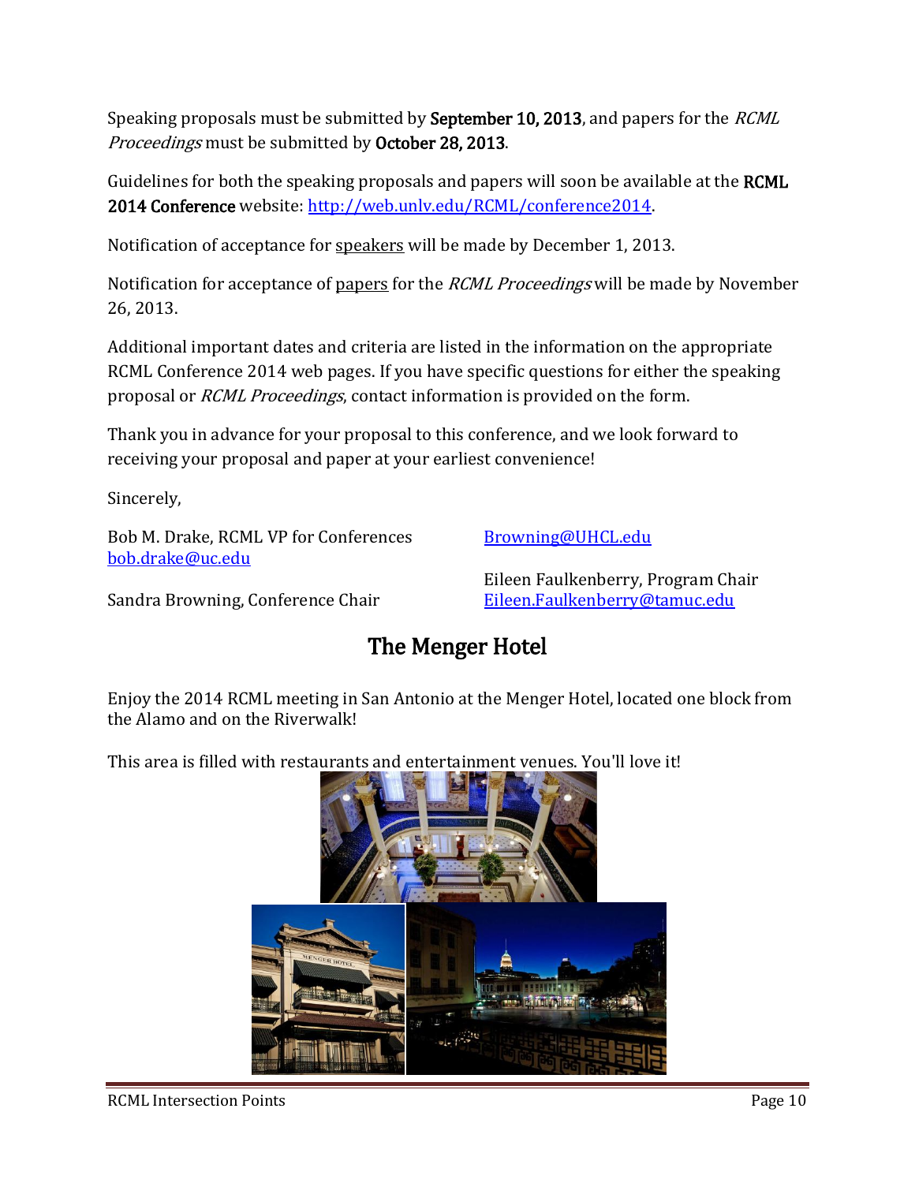Speaking proposals must be submitted by **September 10, 2013**, and papers for the *RCML Proceedings* must be submitted by **October 28, 2013**.

Guidelines for both the speaking proposals and papers will soon be available at the **RCML 2014 Conference** website: [http://web.unlv.edu/RCML/conference2014](http://web.unlv.edu/RCML/conference2014).

Notification of acceptance for speakers will be made by December 1, 2013.

Notification for acceptance of papers for the *RCML Proceedings* will be made by November 26, 2013.

Additional important dates and criteria are listed in the information on the appropriate RCML Conference 2014 web pages. If you have specific questions for either the speaking proposal or *RCML Proceedings*, contact information is provided on the form.

Thank you in advance for your proposal to this conference, and we look forward to receiving your proposal and paper at your earliest convenience!

Sincerely,

Bob M. Drake, RCML VP for Conferences
bob.drake@uc.edu

Sandra Browning, Conference Chair
Browning@UHCL.edu

Eileen Faulkenberry, Program Chair
Eileen.Faulkenberry@tamuc.edu

## The Menger Hotel

Enjoy the 2014 RCML meeting in San Antonio at the Menger Hotel, located one block from the Alamo and on the Riverwalk!

This area is filled with restaurants and entertainment venues. You'll love it!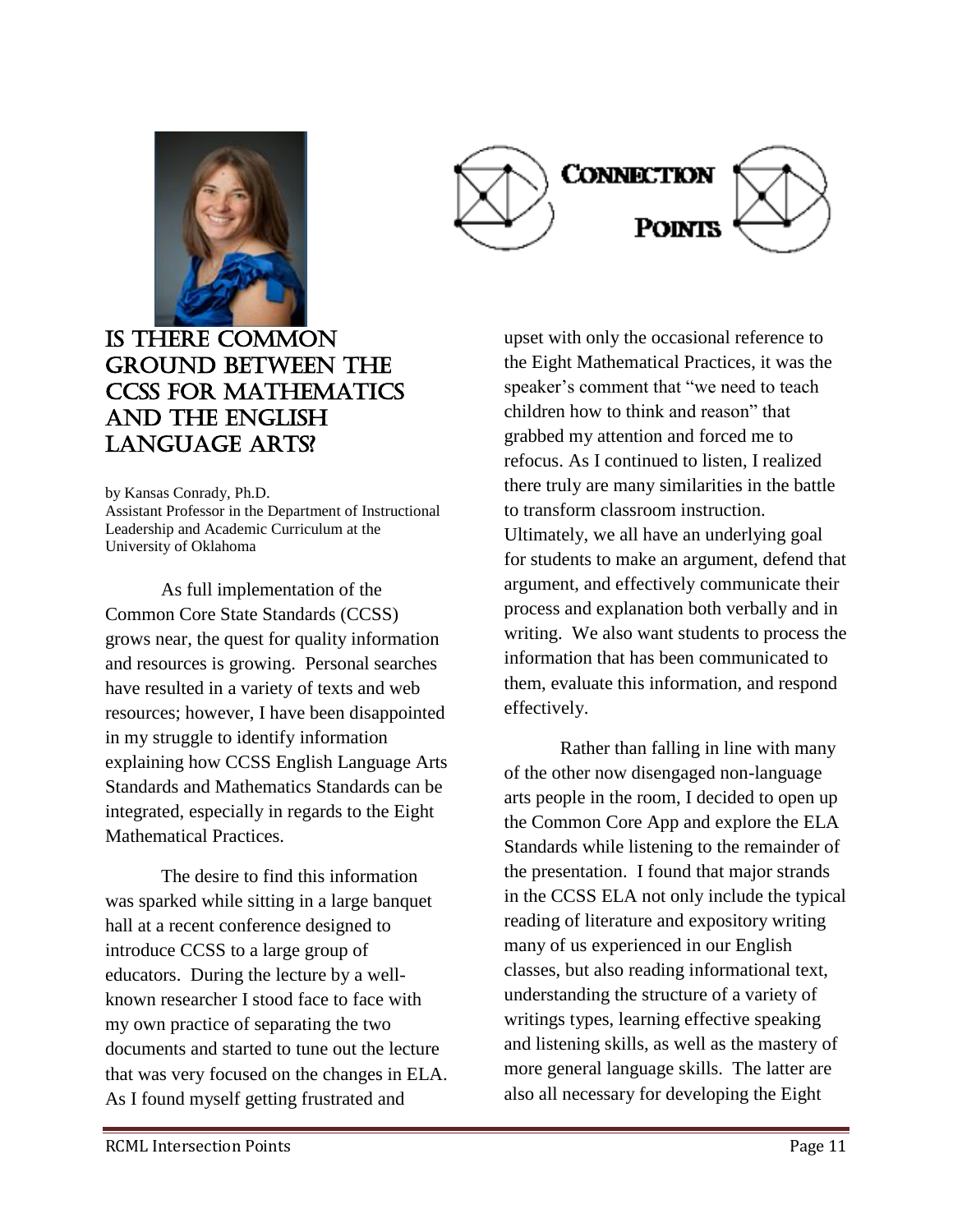# Is There Common Ground Between the CCSS for Mathematics and the English Language Arts?

by Kansas Conrady, Ph.D.
Assistant Professor in the Department of Instructional Leadership and Academic Curriculum at the University of Oklahoma

As full implementation of the Common Core State Standards (CCSS) grows near, the quest for quality information and resources is growing. Personal searches have resulted in a variety of texts and web resources; however, I have been disappointed in my struggle to identify information explaining how CCSS English Language Arts Standards and Mathematics Standards can be integrated, especially in regards to the Eight Mathematical Practices.

The desire to find this information was sparked while sitting in a large banquet hall at a recent conference designed to introduce CCSS to a large group of educators. During the lecture by a well-known researcher I stood face to face with my own practice of separating the two documents and started to tune out the lecture that was very focused on the changes in ELA. As I found myself getting frustrated and upset with only the occasional reference to the Eight Mathematical Practices, it was the speaker's comment that "we need to teach children how to think and reason" that grabbed my attention and forced me to refocus. As I continued to listen, I realized there truly are many similarities in the battle to transform classroom instruction. Ultimately, we all have an underlying goal for students to make an argument, defend that argument, and effectively communicate their process and explanation both verbally and in writing. We also want students to process the information that has been communicated to them, evaluate this information, and respond effectively.

Rather than falling in line with many of the other now disengaged non-language arts people in the room, I decided to open up the Common Core App and explore the ELA Standards while listening to the remainder of the presentation. I found that major strands in the CCSS ELA not only include the typical reading of literature and expository writing many of us experienced in our English classes, but also reading informational text, understanding the structure of a variety of writings types, learning effective speaking and listening skills, as well as the mastery of more general language skills. The latter are also all necessary for developing the Eight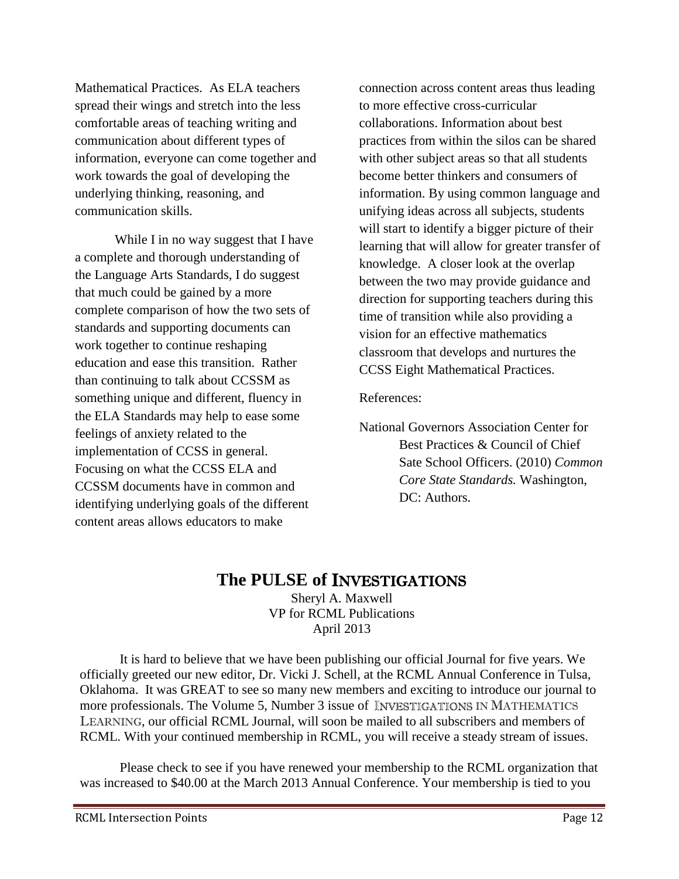Mathematical Practices. As ELA teachers spread their wings and stretch into the less comfortable areas of teaching writing and communication about different types of information, everyone can come together and work towards the goal of developing the underlying thinking, reasoning, and communication skills.

While I in no way suggest that I have a complete and thorough understanding of the Language Arts Standards, I do suggest that much could be gained by a more complete comparison of how the two sets of standards and supporting documents can work together to continue reshaping education and ease this transition. Rather than continuing to talk about CCSSM as something unique and different, fluency in the ELA Standards may help to ease some feelings of anxiety related to the implementation of CCSS in general. Focusing on what the CCSS ELA and CCSSM documents have in common and identifying underlying goals of the different content areas allows educators to make connection across content areas thus leading to more effective cross-curricular collaborations. Information about best practices from within the silos can be shared with other subject areas so that all students become better thinkers and consumers of information. By using common language and unifying ideas across all subjects, students will start to identify a bigger picture of their learning that will allow for greater transfer of knowledge. A closer look at the overlap between the two may provide guidance and direction for supporting teachers during this time of transition while also providing a vision for an effective mathematics classroom that develops and nurtures the CCSS Eight Mathematical Practices.

References:

National Governors Association Center for Best Practices & Council of Chief Sate School Officers. (2010) *Common Core State Standards.* Washington, DC: Authors.

## The PULSE of INVESTIGATIONS

Sheryl A. Maxwell
VP for RCML Publications
April 2013

It is hard to believe that we have been publishing our official Journal for five years. We officially greeted our new editor, Dr. Vicki J. Schell, at the RCML Annual Conference in Tulsa, Oklahoma. It was GREAT to see so many new members and exciting to introduce our journal to more professionals. The Volume 5, Number 3 issue of INVESTIGATIONS IN MATHEMATICS LEARNING, our official RCML Journal, will soon be mailed to all subscribers and members of RCML. With your continued membership in RCML, you will receive a steady stream of issues.

Please check to see if you have renewed your membership to the RCML organization that was increased to $40.00 at the March 2013 Annual Conference. Your membership is tied to you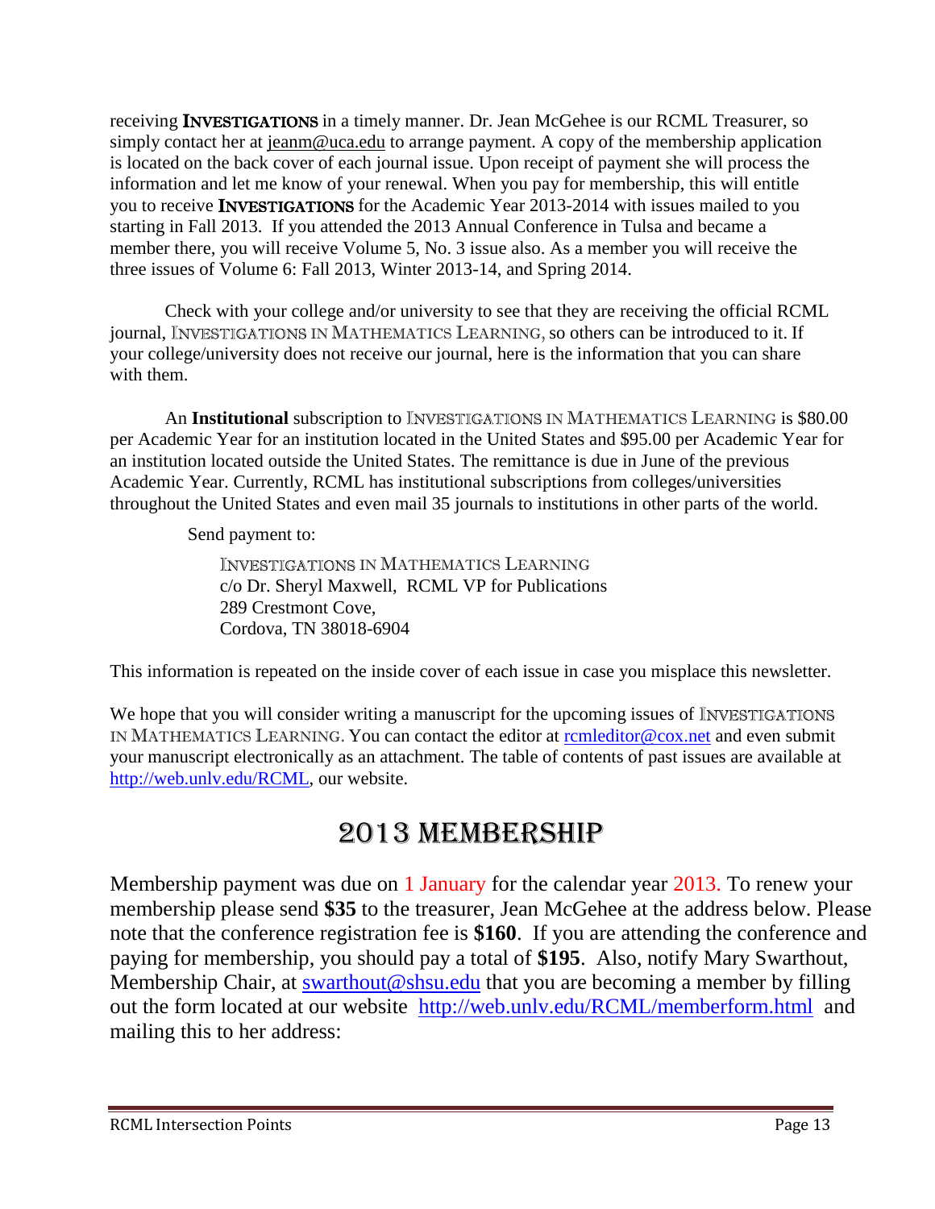receiving **INVESTIGATIONS** in a timely manner. Dr. Jean McGehee is our RCML Treasurer, so simply contact her at jeanm@uca.edu to arrange payment. A copy of the membership application is located on the back cover of each journal issue. Upon receipt of payment she will process the information and let me know of your renewal. When you pay for membership, this will entitle you to receive **INVESTIGATIONS** for the Academic Year 2013-2014 with issues mailed to you starting in Fall 2013. If you attended the 2013 Annual Conference in Tulsa and became a member there, you will receive Volume 5, No. 3 issue also. As a member you will receive the three issues of Volume 6: Fall 2013, Winter 2013-14, and Spring 2014.

Check with your college and/or university to see that they are receiving the official RCML journal, INVESTIGATIONS IN MATHEMATICS LEARNING, so others can be introduced to it. If your college/university does not receive our journal, here is the information that you can share with them.

An **Institutional** subscription to INVESTIGATIONS IN MATHEMATICS LEARNING is $80.00 per Academic Year for an institution located in the United States and $95.00 per Academic Year for an institution located outside the United States. The remittance is due in June of the previous Academic Year. Currently, RCML has institutional subscriptions from colleges/universities throughout the United States and even mail 35 journals to institutions in other parts of the world.

Send payment to:

INVESTIGATIONS IN MATHEMATICS LEARNING
c/o Dr. Sheryl Maxwell, RCML VP for Publications
289 Crestmont Cove,
Cordova, TN 38018-6904

This information is repeated on the inside cover of each issue in case you misplace this newsletter.

We hope that you will consider writing a manuscript for the upcoming issues of INVESTIGATIONS IN MATHEMATICS LEARNING. You can contact the editor at rcmleditor@cox.net and even submit your manuscript electronically as an attachment. The table of contents of past issues are available at http://web.unlv.edu/RCML, our website.

# 2013 MEMBERSHIP

Membership payment was due on 1 January for the calendar year 2013. To renew your membership please send **$35** to the treasurer, Jean McGehee at the address below. Please note that the conference registration fee is **$160**. If you are attending the conference and paying for membership, you should pay a total of **$195**. Also, notify Mary Swarthout, Membership Chair, at swarthout@shsu.edu that you are becoming a member by filling out the form located at our website http://web.unlv.edu/RCML/memberform.html and mailing this to her address: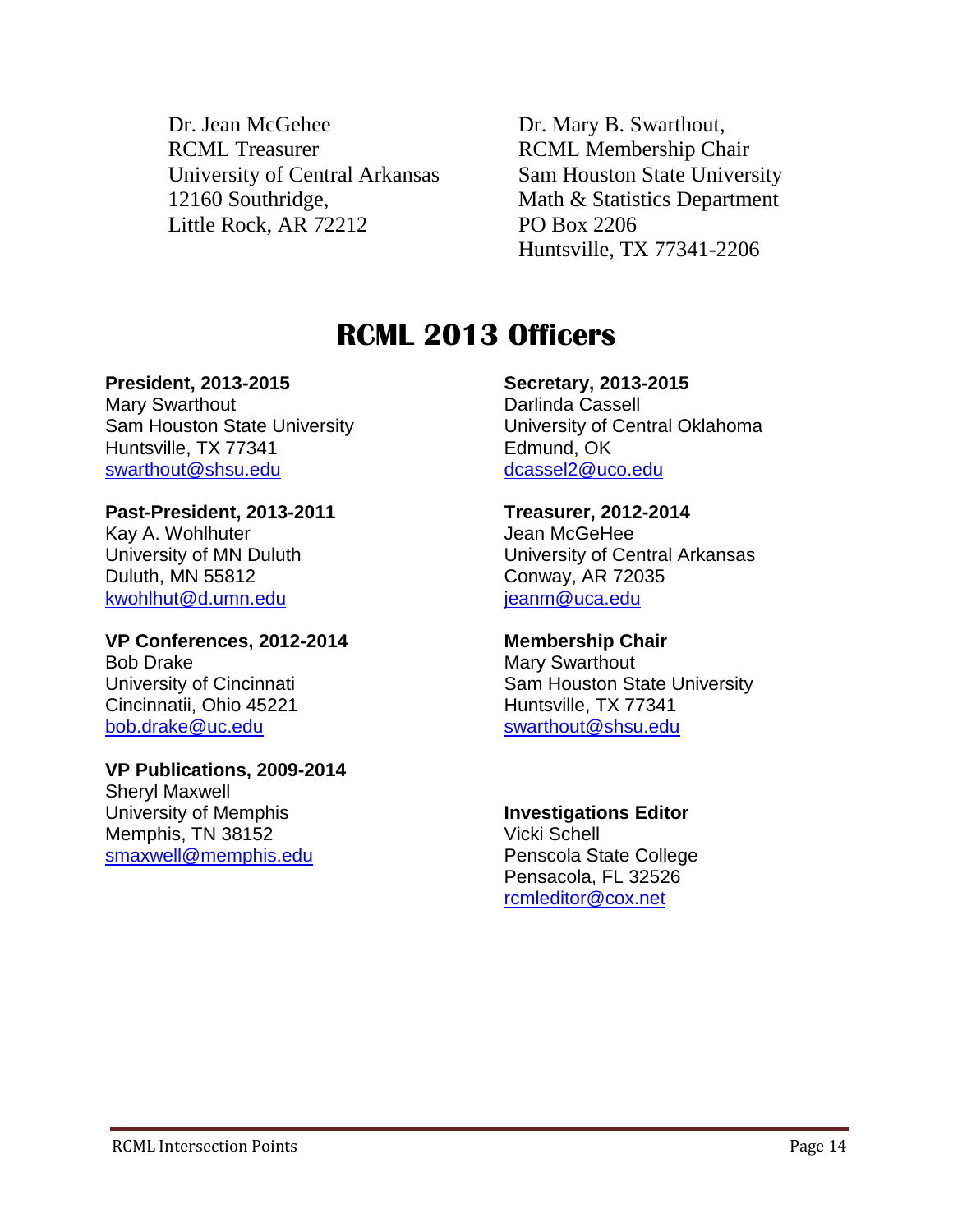Dr. Jean McGehee
RCML Treasurer
University of Central Arkansas
12160 Southridge,
Little Rock, AR 72212

Dr. Mary B. Swarthout,
RCML Membership Chair
Sam Houston State University
Math & Statistics Department
PO Box 2206
Huntsville, TX 77341-2206

# RCML 2013 Officers

**President, 2013-2015**
Mary Swarthout
Sam Houston State University
Huntsville, TX 77341
swarthout@shsu.edu

**Past-President, 2013-2011**
Kay A. Wohlhuter
University of MN Duluth
Duluth, MN 55812
kwohlhut@d.umn.edu

**VP Conferences, 2012-2014**
Bob Drake
University of Cincinnati
Cincinnatii, Ohio 45221
bob.drake@uc.edu

**VP Publications, 2009-2014**
Sheryl Maxwell
University of Memphis
Memphis, TN 38152
smaxwell@memphis.edu

**Secretary, 2013-2015**
Darlinda Cassell
University of Central Oklahoma
Edmund, OK
dcassel2@uco.edu

**Treasurer, 2012-2014**
Jean McGeHee
University of Central Arkansas
Conway, AR 72035
jeanm@uca.edu

**Membership Chair**
Mary Swarthout
Sam Houston State University
Huntsville, TX 77341
swarthout@shsu.edu

**Investigations Editor**
Vicki Schell
Penscola State College
Pensacola, FL 32526
rcmleditor@cox.net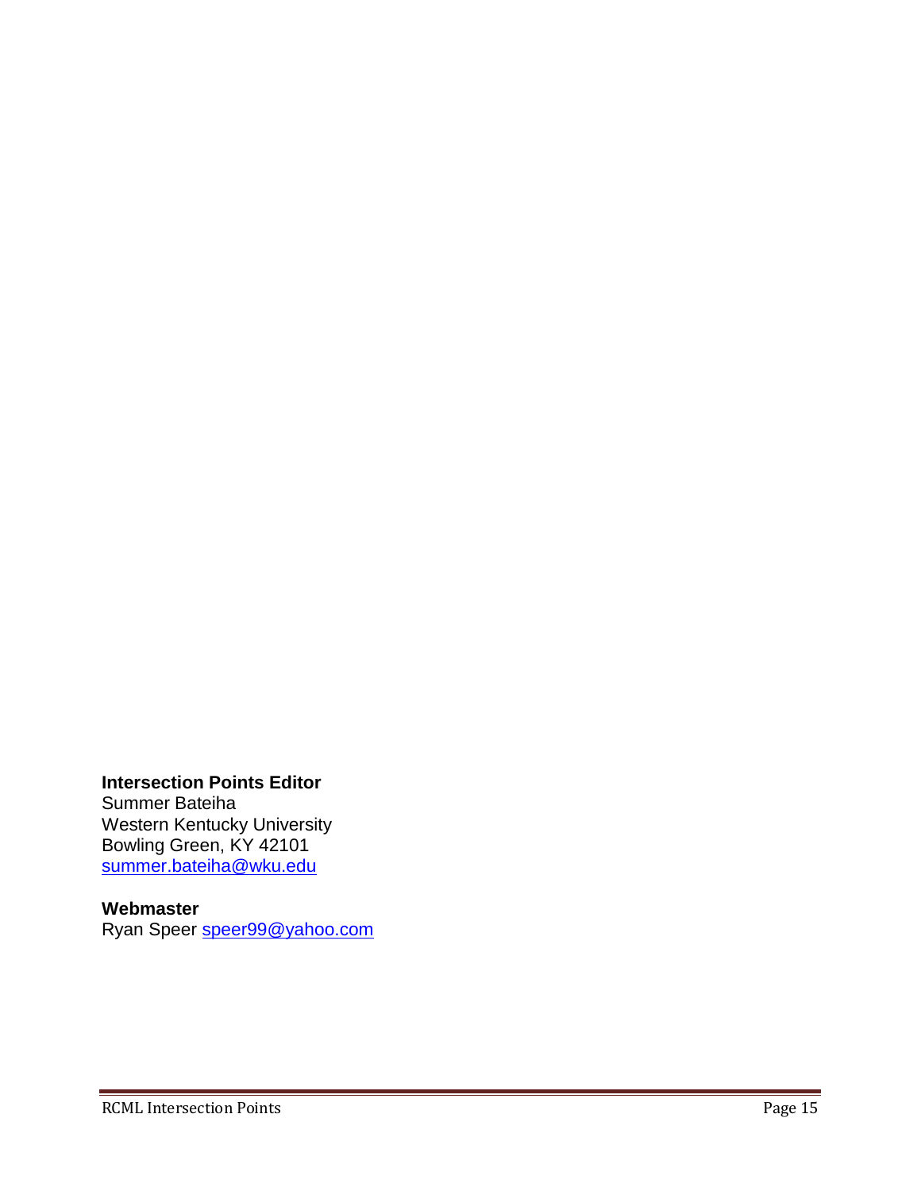**Intersection Points Editor**
Summer Bateiha
Western Kentucky University
Bowling Green, KY 42101
summer.bateiha@wku.edu

**Webmaster**
Ryan Speer speer99@yahoo.com